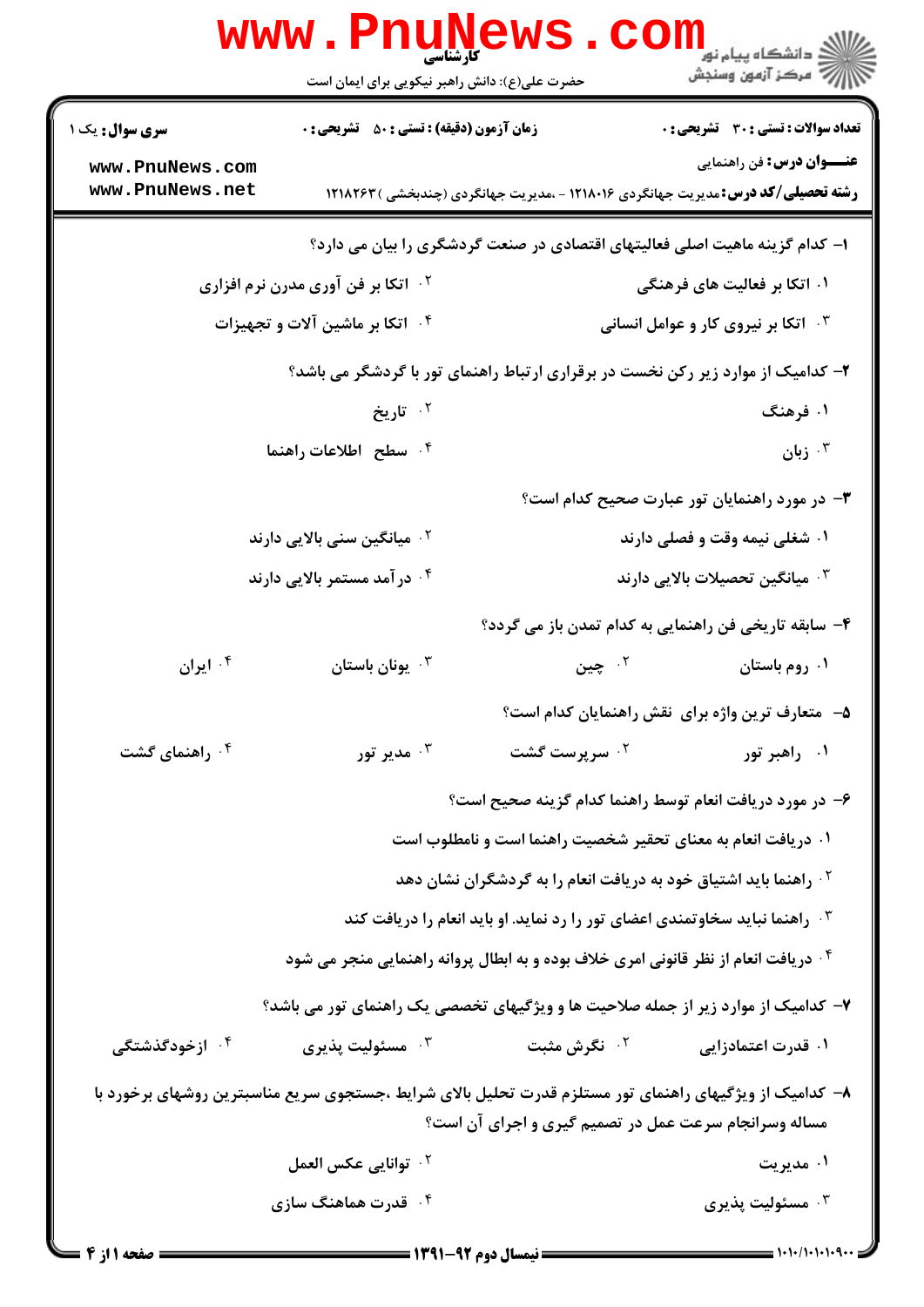کارشناسی

حضرت علی(ع): دانش راهبر نیکویی برای ایمان است

**سری سوال:** یک ۱ | **زمان آزمون (دقیقه) : تستی : ۵۰ تشریحی : ۰** | **تعداد سوالات : تستی : ۳۰ تشریحی : ۰**

**عنـــوان درس:** فن راهنمایی

**رشته تحصیلی/کد درس:** مدیریت جهانگردی ۱۲۱۸۰۱۶ - ،مدیریت جهانگردی (چندبخشی )۱۲۱۸۲۶۳

۱- کدام گزینه ماهیت اصلی فعالیتهای اقتصادی در صنعت گردشگری را بیان می دارد؟

۱. اتکا بر فعالیت های فرهنگی
۲. اتکا بر فن آوری مدرن نرم افزاری
۳. اتکا بر نیروی کار و عوامل انسانی
۴. اتکا بر ماشین آلات و تجهیزات

۲- کدامیک از موارد زیر رکن نخست در برقراری ارتباط راهنمای تور با گردشگر می باشد؟

۱. فرهنگ
۲. تاریخ
۳. زبان
۴. سطح اطلاعات راهنما

۳- در مورد راهنمایان تور عبارت صحیح کدام است؟

۱. شغلی نیمه وقت و فصلی دارند
۲. میانگین سنی بالایی دارند
۳. میانگین تحصیلات بالایی دارند
۴. درآمد مستمر بالایی دارند

۴- سابقه تاریخی فن راهنمایی به کدام تمدن باز می گردد؟

۱. روم باستان
۲. چین
۳. یونان باستان
۴. ایران

۵- متعارف ترین واژه برای نقش راهنمایان کدام است؟

۱. راهبر تور
۲. سرپرست گشت
۳. مدیر تور
۴. راهنمای گشت

۶- در مورد دریافت انعام توسط راهنما کدام گزینه صحیح است؟

۱. دریافت انعام به معنای تحقیر شخصیت راهنما است و نامطلوب است
۲. راهنما باید اشتیاق خود به دریافت انعام را به گردشگران نشان دهد
۳. راهنما نباید سخاوتمندی اعضای تور را رد نماید. او باید انعام را دریافت کند
۴. دریافت انعام از نظر قانونی امری خلاف بوده و به ابطال پروانه راهنمایی منجر می شود

۷- کدامیک از موارد زیر از جمله صلاحیت ها و ویژگیهای تخصصی یک راهنمای تور می باشد؟

۱. قدرت اعتمادزایی
۲. نگرش مثبت
۳. مسئولیت پذیری
۴. ازخودگذشتگی

۸- کدامیک از ویژگیهای راهنمای تور مستلزم قدرت تحلیل بالای شرایط ،جستجوی سریع مناسبترین روشهای برخورد با مساله وسرانجام سرعت عمل در تصمیم گیری و اجرای آن است؟

۱. مدیریت
۲. توانایی عکس العمل
۳. مسئولیت پذیری
۴. قدرت هماهنگ سازی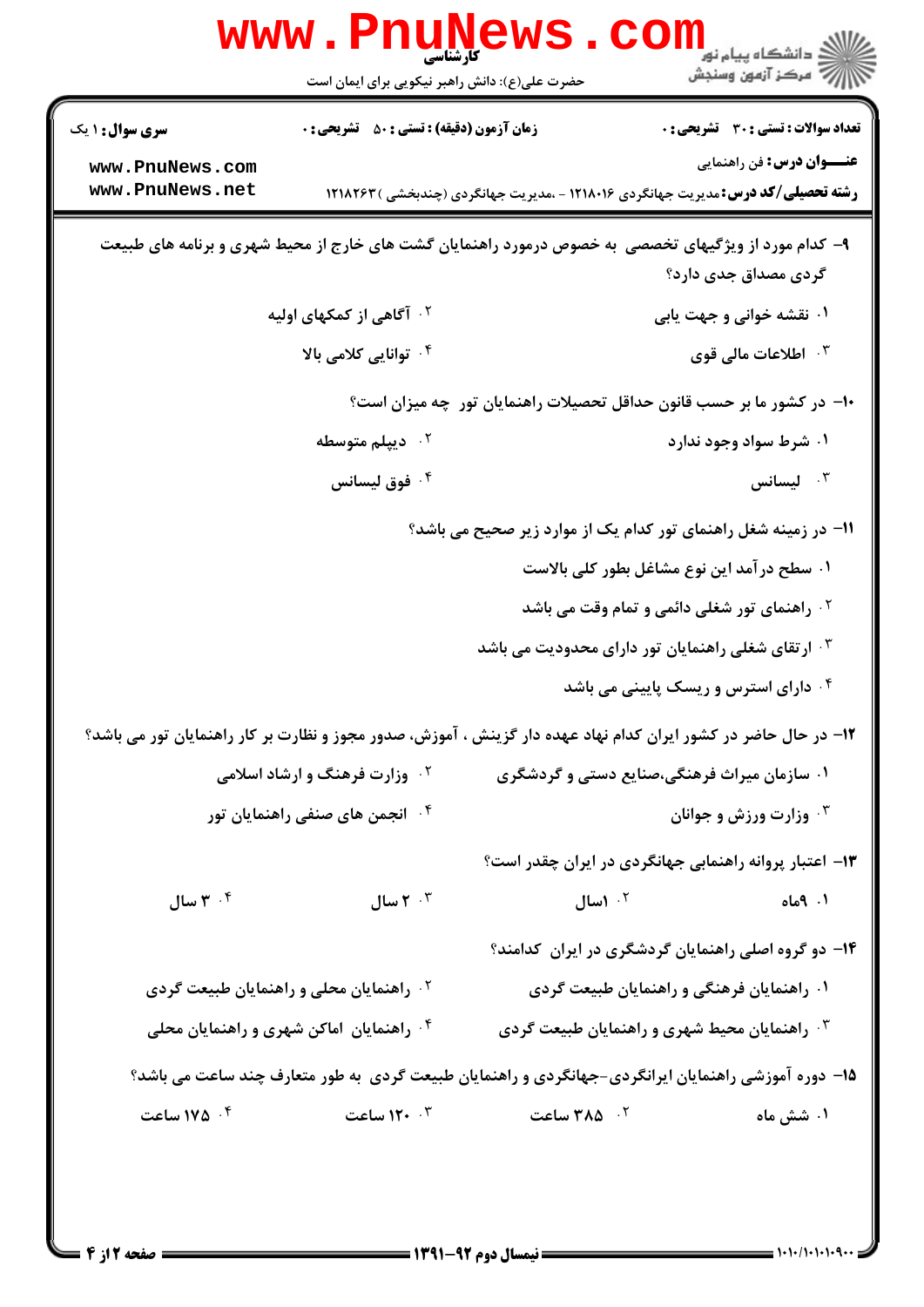**سری سوال:** ۱ یک | **زمان آزمون (دقیقه) : تستی :** ۵۰ **تشریحی :** ۰ | **تعداد سوالات : تستی :** ۳۰ **تشریحی :** ۰

**عنـــوان درس:** فن راهنمایی

**رشته تحصیلی/کد درس:** مدیریت جهانگردی ۱۲۱۸۰۱۶ - ،مدیریت جهانگردی (چندبخشی ) ۱۲۱۸۲۶۳

۹- کدام مورد از ویژگیهای تخصصی به خصوص درمورد راهنمایان گشت های خارج از محیط شهری و برنامه های طبیعت گردی مصداق جدی دارد؟

۱. نقشه خوانی و جهت یابی

۲. آگاهی از کمکهای اولیه

۳. اطلاعات مالی قوی

۴. توانایی کلامی بالا

۱۰- در کشور ما بر حسب قانون حداقل تحصیلات راهنمایان تور چه میزان است؟

۱. شرط سواد وجود ندارد

۲. دیپلم متوسطه

۳. لیسانس

۴. فوق لیسانس

۱۱- در زمینه شغل راهنمای تور کدام یک از موارد زیر صحیح می باشد؟

۱. سطح درآمد این نوع مشاغل بطور کلی بالاست

۲. راهنمای تور شغلی دائمی و تمام وقت می باشد

۳. ارتقای شغلی راهنمایان تور دارای محدودیت می باشد

۴. دارای استرس و ریسک پایینی می باشد

۱۲- در حال حاضر در کشور ایران کدام نهاد عهده دار گزینش ، آموزش، صدور مجوز و نظارت بر کار راهنمایان تور می باشد؟

۱. سازمان میراث فرهنگی،صنایع دستی و گردشگری

۲. وزارت فرهنگ و ارشاد اسلامی

۳. وزارت ورزش و جوانان

۴. انجمن های صنفی راهنمایان تور

۱۳- اعتبار پروانه راهنمایی جهانگردی در ایران چقدر است؟

۱. ۹ماه

۲. ۱سال

۳. ۲ سال

۴. ۳ سال

۱۴- دو گروه اصلی راهنمایان گردشگری در ایران کدامند؟

۱. راهنمایان فرهنگی و راهنمایان طبیعت گردی

۲. راهنمایان محلی و راهنمایان طبیعت گردی

۳. راهنمایان محیط شهری و راهنمایان طبیعت گردی

۴. راهنمایان اماکن شهری و راهنمایان محلی

۱۵- دوره آموزشی راهنمایان ایرانگردی-جهانگردی و راهنمایان طبیعت گردی به طور متعارف چند ساعت می باشد؟

۱. شش ماه

۲. ۳۸۵ ساعت

۳. ۱۲۰ ساعت

۴. ۱۷۵ ساعت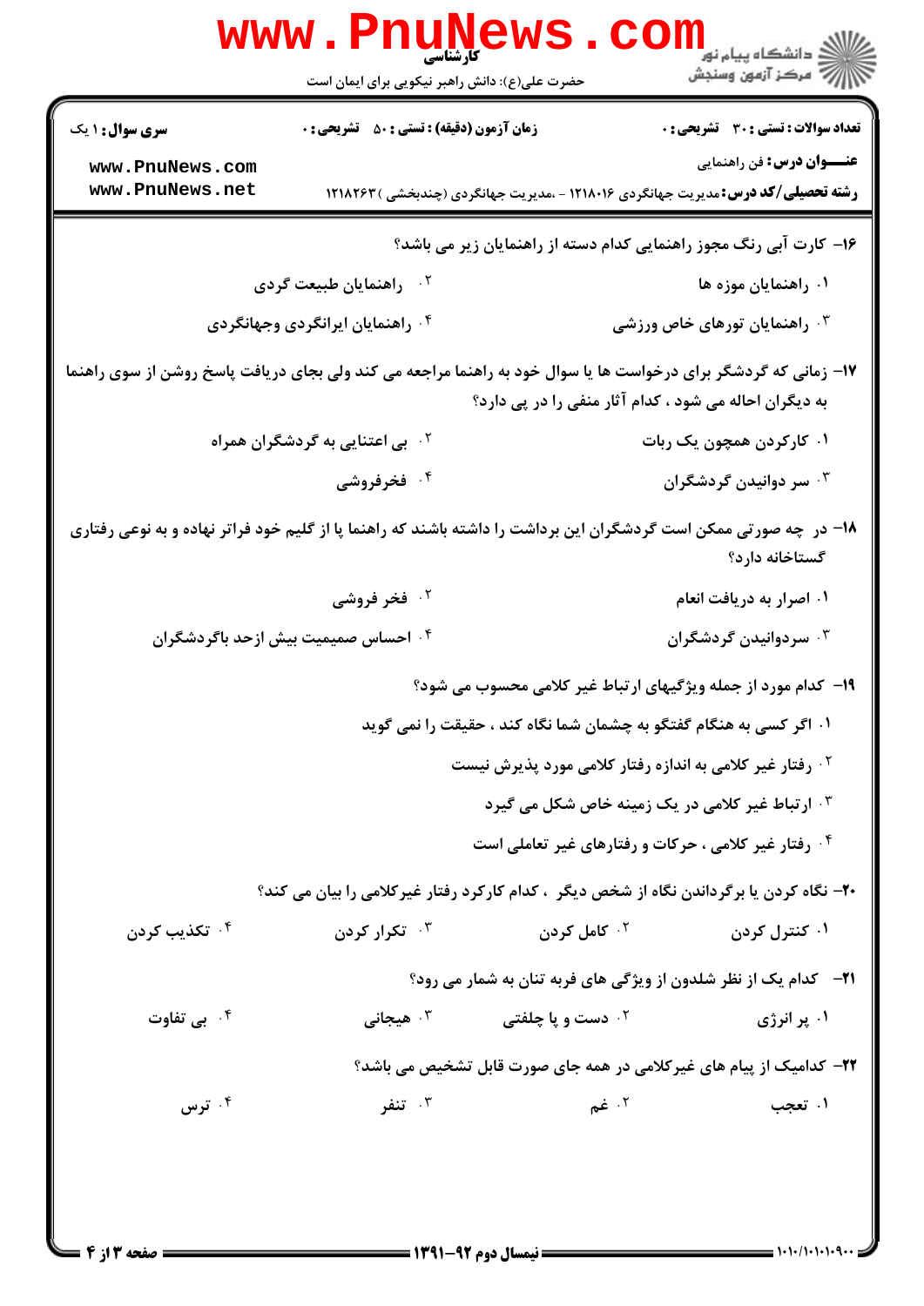کارشناسی

حضرت علی(ع): دانش راهبر نیکویی برای ایمان است

**سری سوال:** ۱ یک | **زمان آزمون (دقیقه) : تستی : ۵۰ تشریحی : ۰** | **تعداد سوالات : تستی : ۳۰ تشریحی : ۰**

**عنـــوان درس:** فن راهنمایی

**رشته تحصیلی/کد درس:** مدیریت جهانگردی ۱۲۱۸۰۱۶ - ،مدیریت جهانگردی (چندبخشی ) ۱۲۱۸۲۶۳

۱۶- کارت آبی رنگ مجوز راهنمایی کدام دسته از راهنمایان زیر می باشد؟

۱. راهنمایان موزه ها

۲. راهنمایان طبیعت گردی

۳. راهنمایان تورهای خاص ورزشی

۴. راهنمایان ایرانگردی وجهانگردی

۱۷- زمانی که گردشگر برای درخواست ها یا سوال خود به راهنما مراجعه می کند ولی بجای دریافت پاسخ روشن از سوی راهنما به دیگران احاله می شود ، کدام آثار منفی را در پی دارد؟

۱. کارکردن همچون یک ربات

۲. بی اعتنایی به گردشگران همراه

۳. سر دوانیدن گردشگران

۴. فخرفروشی

۱۸- در چه صورتی ممکن است گردشگران این برداشت را داشته باشند که راهنما پا از گلیم خود فراتر نهاده و به نوعی رفتاری گستاخانه دارد؟

۱. اصرار به دریافت انعام

۲. فخر فروشی

۳. سردوانیدن گردشگران

۴. احساس صمیمیت بیش ازحد باگردشگران

۱۹- کدام مورد از جمله ویژگیهای ارتباط غیر کلامی محسوب می شود؟

۱. اگر کسی به هنگام گفتگو به چشمان شما نگاه کند ، حقیقت را نمی گوید

۲. رفتار غیر کلامی به اندازه رفتار کلامی مورد پذیرش نیست

۳. ارتباط غیر کلامی در یک زمینه خاص شکل می گیرد

۴. رفتار غیر کلامی ، حرکات و رفتارهای غیر تعاملی است

۲۰- نگاه کردن یا برگرداندن نگاه از شخص دیگر ، کدام کارکرد رفتار غیرکلامی را بیان می کند؟

۱. کنترل کردن

۲. کامل کردن

۳. تکرار کردن

۴. تکذیب کردن

۲۱- کدام یک از نظر شلدون از ویژگی های فربه تنان به شمار می رود؟

۱. پر انرژی

۲. دست و پا چلفتی

۳. هیجانی

۴. بی تفاوت

۲۲- کدامیک از پیام های غیرکلامی در همه جای صورت قابل تشخیص می باشد؟

۱. تعجب

۲. غم

۳. تنفر

۴. ترس

نیمسال دوم ۹۲-۱۳۹۱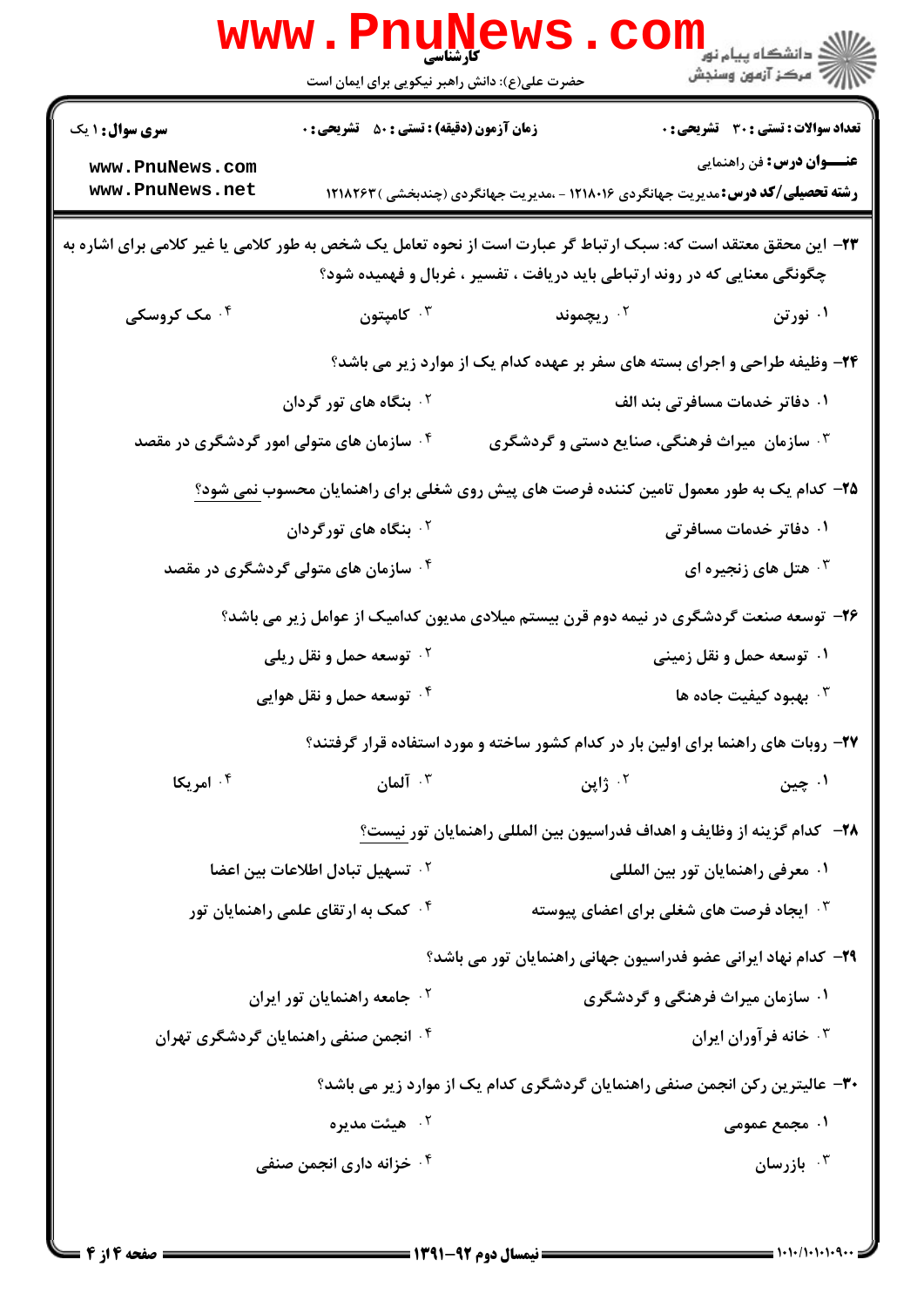**سری سوال:** ۱ یک

**زمان آزمون (دقیقه) : تستی :** ۵۰ **تشریحی :** ۰

**تعداد سوالات : تستی :** ۳۰ **تشریحی :** ۰

**عنـــوان درس:** فن راهنمایی

**رشته تحصیلی/کد درس:** مدیریت جهانگردی ۱۲۱۸۰۱۶ - ،مدیریت جهانگردی (چندبخشی ) ۱۲۱۸۲۶۳

۲۳- این محقق معتقد است که: سبک ارتباط گر عبارت است از نحوه تعامل یک شخص به طور کلامی یا غیر کلامی برای اشاره به چگونگی معنایی که در روند ارتباطی باید دریافت ، تفسیر ، غربال و فهمیده شود؟

۱. نورتن
۲. ریچموند
۳. کامپتون
۴. مک کروسکی

۲۴- وظیفه طراحی و اجرای بسته های سفر بر عهده کدام یک از موارد زیر می باشد؟

۱. دفاتر خدمات مسافرتی بند الف
۲. بنگاه های تور گردان
۳. سازمان میراث فرهنگی، صنایع دستی و گردشگری
۴. سازمان های متولی امور گردشگری در مقصد

۲۵- کدام یک به طور معمول تامین کننده فرصت های پیش روی شغلی برای راهنمایان محسوب نمی شود؟

۱. دفاتر خدمات مسافرتی
۲. بنگاه های تورگردان
۳. هتل های زنجیره ای
۴. سازمان های متولی گردشگری در مقصد

۲۶- توسعه صنعت گردشگری در نیمه دوم قرن بیستم میلادی مدیون کدامیک از عوامل زیر می باشد؟

۱. توسعه حمل و نقل زمینی
۲. توسعه حمل و نقل ریلی
۳. بهبود کیفیت جاده ها
۴. توسعه حمل و نقل هوایی

۲۷- روبات های راهنما برای اولین بار در کدام کشور ساخته و مورد استفاده قرار گرفتند؟

۱. چین
۲. ژاپن
۳. آلمان
۴. امریکا

۲۸- کدام گزینه از وظایف و اهداف فدراسیون بین المللی راهنمایان تور نیست؟

۱. معرفی راهنمایان تور بین المللی
۲. تسهیل تبادل اطلاعات بین اعضا
۳. ایجاد فرصت های شغلی برای اعضای پیوسته
۴. کمک به ارتقای علمی راهنمایان تور

۲۹- کدام نهاد ایرانی عضو فدراسیون جهانی راهنمایان تور می باشد؟

۱. سازمان میراث فرهنگی و گردشگری
۲. جامعه راهنمایان تور ایران
۳. خانه فرآوران ایران
۴. انجمن صنفی راهنمایان گردشگری تهران

۳۰- عالیترین رکن انجمن صنفی راهنمایان گردشگری کدام یک از موارد زیر می باشد؟

۱. مجمع عمومی
۲. هیئت مدیره
۳. بازرسان
۴. خزانه داری انجمن صنفی